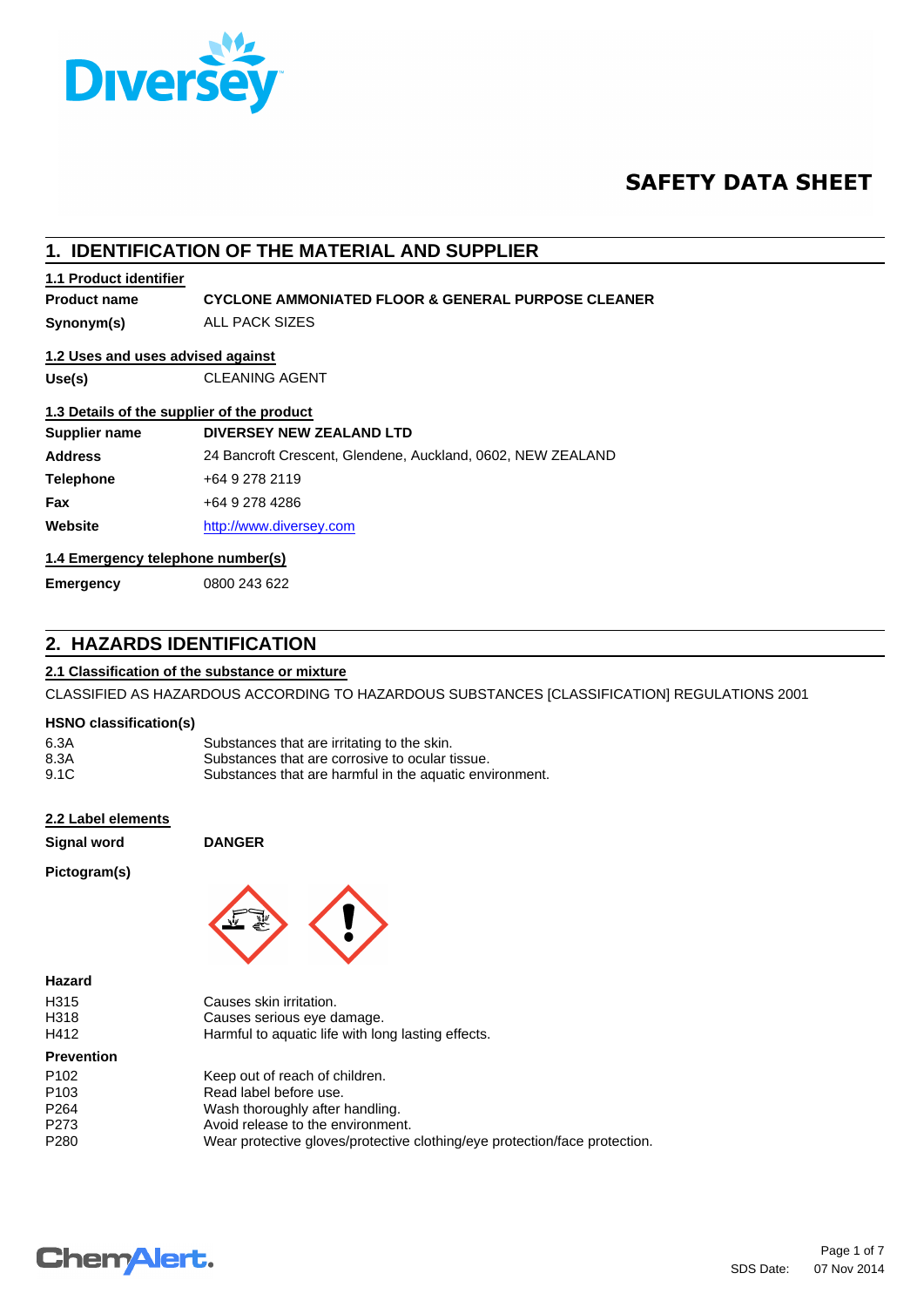# SAFETY DATA SHEET

## 1. IDENTIFICATION OF THE MATERIAL AND SUPPLIER

### 1.1 Product identifier

| | |
|---|---|
| **Product name** | **CYCLONE AMMONIATED FLOOR & GENERAL PURPOSE CLEANER** |
| **Synonym(s)** | ALL PACK SIZES |

### 1.2 Uses and uses advised against

| | |
|---|---|
| **Use(s)** | CLEANING AGENT |

### 1.3 Details of the supplier of the product

| | |
|---|---|
| **Supplier name** | **DIVERSEY NEW ZEALAND LTD** |
| **Address** | 24 Bancroft Crescent, Glendene, Auckland, 0602, NEW ZEALAND |
| **Telephone** | +64 9 278 2119 |
| **Fax** | +64 9 278 4286 |
| **Website** | http://www.diversey.com |

### 1.4 Emergency telephone number(s)

| | |
|---|---|
| **Emergency** | 0800 243 622 |

## 2. HAZARDS IDENTIFICATION

### 2.1 Classification of the substance or mixture

CLASSIFIED AS HAZARDOUS ACCORDING TO HAZARDOUS SUBSTANCES [CLASSIFICATION] REGULATIONS 2001

**HSNO classification(s)**

| | |
|---|---|
| 6.3A | Substances that are irritating to the skin. |
| 8.3A | Substances that are corrosive to ocular tissue. |
| 9.1C | Substances that are harmful in the aquatic environment. |

### 2.2 Label elements

| | |
|---|---|
| **Signal word** | **DANGER** |

**Pictogram(s)**

**Hazard**

| | |
|---|---|
| H315 | Causes skin irritation. |
| H318 | Causes serious eye damage. |
| H412 | Harmful to aquatic life with long lasting effects. |

**Prevention**

| | |
|---|---|
| P102 | Keep out of reach of children. |
| P103 | Read label before use. |
| P264 | Wash thoroughly after handling. |
| P273 | Avoid release to the environment. |
| P280 | Wear protective gloves/protective clothing/eye protection/face protection. |

SDS Date: 07 Nov 2014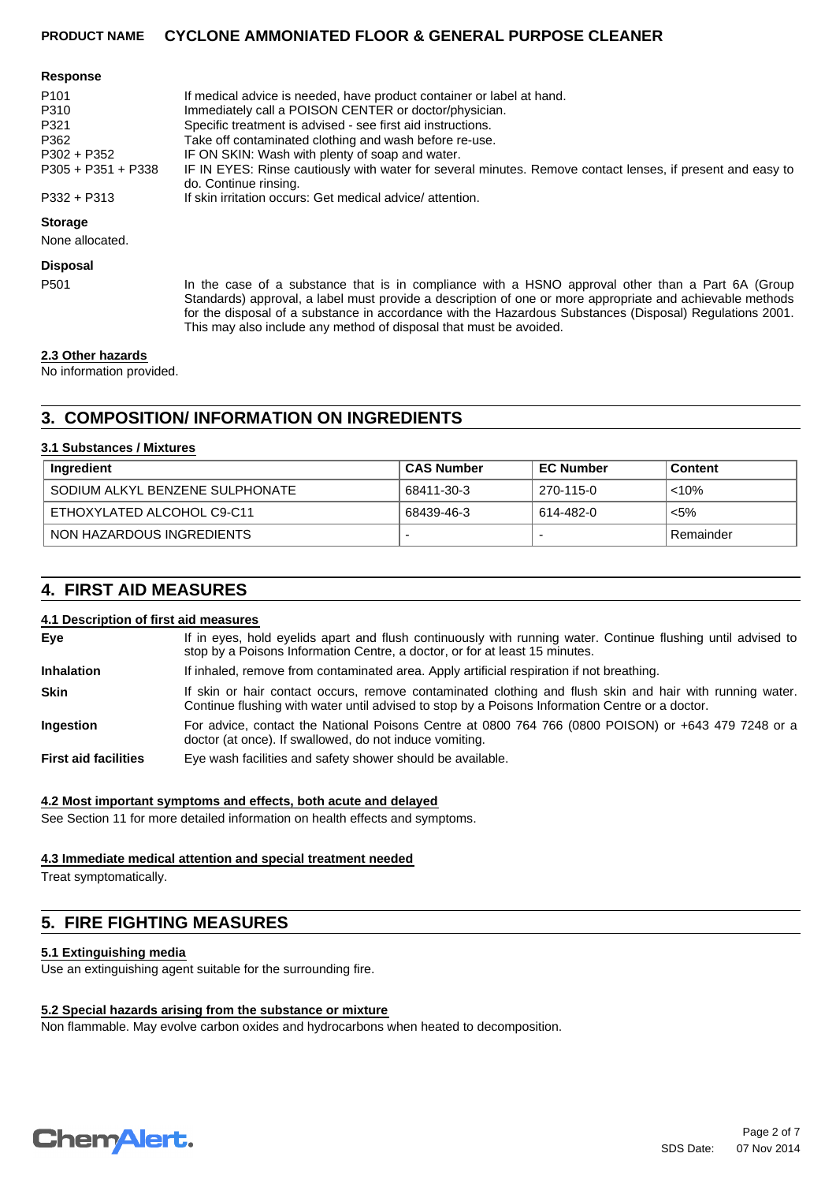**Response**

| | |
|---|---|
| P101 | If medical advice is needed, have product container or label at hand. |
| P310 | Immediately call a POISON CENTER or doctor/physician. |
| P321 | Specific treatment is advised - see first aid instructions. |
| P362 | Take off contaminated clothing and wash before re-use. |
| P302 + P352 | IF ON SKIN: Wash with plenty of soap and water. |
| P305 + P351 + P338 | IF IN EYES: Rinse cautiously with water for several minutes. Remove contact lenses, if present and easy to do. Continue rinsing. |
| P332 + P313 | If skin irritation occurs: Get medical advice/ attention. |

**Storage**

None allocated.

**Disposal**

| | |
|---|---|
| P501 | In the case of a substance that is in compliance with a HSNO approval other than a Part 6A (Group Standards) approval, a label must provide a description of one or more appropriate and achievable methods for the disposal of a substance in accordance with the Hazardous Substances (Disposal) Regulations 2001. This may also include any method of disposal that must be avoided. |

### 2.3 Other hazards

No information provided.

## 3. COMPOSITION/ INFORMATION ON INGREDIENTS

### 3.1 Substances / Mixtures

| Ingredient | CAS Number | EC Number | Content |
|---|---|---|---|
| SODIUM ALKYL BENZENE SULPHONATE | 68411-30-3 | 270-115-0 | <10% |
| ETHOXYLATED ALCOHOL C9-C11 | 68439-46-3 | 614-482-0 | <5% |
| NON HAZARDOUS INGREDIENTS | - | - | Remainder |

## 4. FIRST AID MEASURES

### 4.1 Description of first aid measures

| | |
|---|---|
| **Eye** | If in eyes, hold eyelids apart and flush continuously with running water. Continue flushing until advised to stop by a Poisons Information Centre, a doctor, or for at least 15 minutes. |
| **Inhalation** | If inhaled, remove from contaminated area. Apply artificial respiration if not breathing. |
| **Skin** | If skin or hair contact occurs, remove contaminated clothing and flush skin and hair with running water. Continue flushing with water until advised to stop by a Poisons Information Centre or a doctor. |
| **Ingestion** | For advice, contact the National Poisons Centre at 0800 764 766 (0800 POISON) or +643 479 7248 or a doctor (at once). If swallowed, do not induce vomiting. |
| **First aid facilities** | Eye wash facilities and safety shower should be available. |

### 4.2 Most important symptoms and effects, both acute and delayed

See Section 11 for more detailed information on health effects and symptoms.

### 4.3 Immediate medical attention and special treatment needed

Treat symptomatically.

## 5. FIRE FIGHTING MEASURES

### 5.1 Extinguishing media

Use an extinguishing agent suitable for the surrounding fire.

### 5.2 Special hazards arising from the substance or mixture

Non flammable. May evolve carbon oxides and hydrocarbons when heated to decomposition.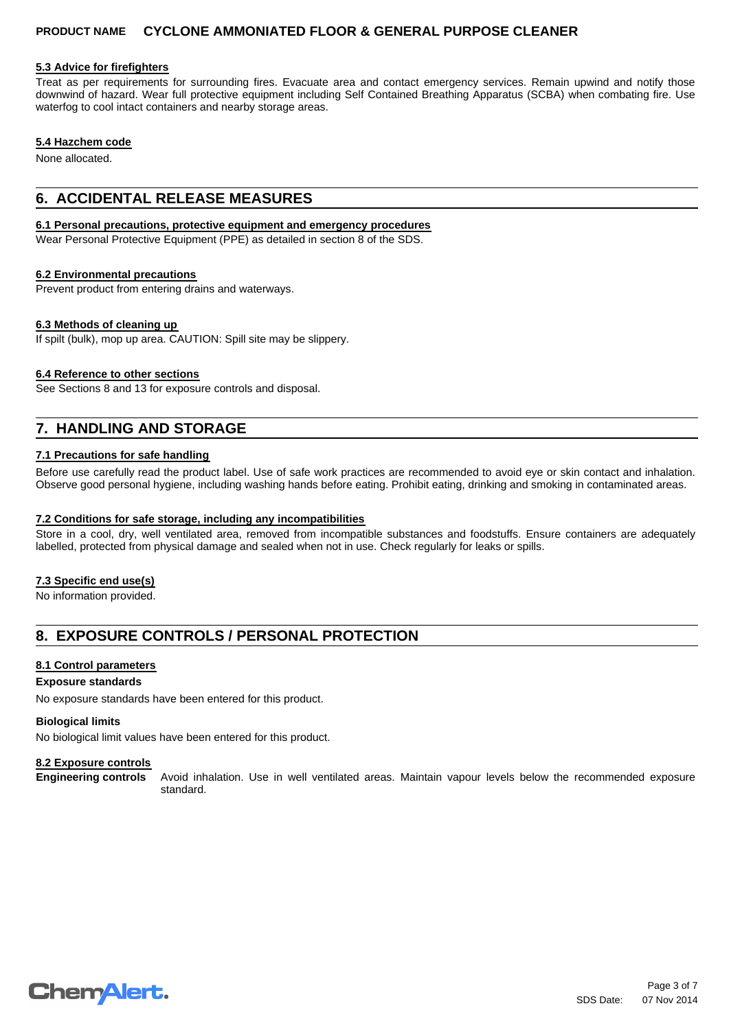### 5.3 Advice for firefighters

Treat as per requirements for surrounding fires. Evacuate area and contact emergency services. Remain upwind and notify those downwind of hazard. Wear full protective equipment including Self Contained Breathing Apparatus (SCBA) when combating fire. Use waterfog to cool intact containers and nearby storage areas.

### 5.4 Hazchem code

None allocated.

## 6. ACCIDENTAL RELEASE MEASURES

### 6.1 Personal precautions, protective equipment and emergency procedures

Wear Personal Protective Equipment (PPE) as detailed in section 8 of the SDS.

### 6.2 Environmental precautions

Prevent product from entering drains and waterways.

### 6.3 Methods of cleaning up

If spilt (bulk), mop up area. CAUTION: Spill site may be slippery.

### 6.4 Reference to other sections

See Sections 8 and 13 for exposure controls and disposal.

## 7. HANDLING AND STORAGE

### 7.1 Precautions for safe handling

Before use carefully read the product label. Use of safe work practices are recommended to avoid eye or skin contact and inhalation. Observe good personal hygiene, including washing hands before eating. Prohibit eating, drinking and smoking in contaminated areas.

### 7.2 Conditions for safe storage, including any incompatibilities

Store in a cool, dry, well ventilated area, removed from incompatible substances and foodstuffs. Ensure containers are adequately labelled, protected from physical damage and sealed when not in use. Check regularly for leaks or spills.

### 7.3 Specific end use(s)

No information provided.

## 8. EXPOSURE CONTROLS / PERSONAL PROTECTION

### 8.1 Control parameters

**Exposure standards**

No exposure standards have been entered for this product.

**Biological limits**

No biological limit values have been entered for this product.

### 8.2 Exposure controls

**Engineering controls** Avoid inhalation. Use in well ventilated areas. Maintain vapour levels below the recommended exposure standard.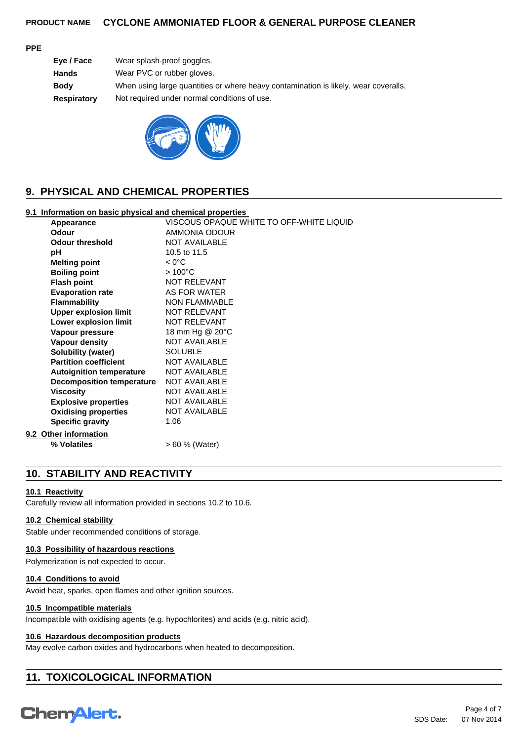**PPE**

| | |
|---|---|
| **Eye / Face** | Wear splash-proof goggles. |
| **Hands** | Wear PVC or rubber gloves. |
| **Body** | When using large quantities or where heavy contamination is likely, wear coveralls. |
| **Respiratory** | Not required under normal conditions of use. |

## 9. PHYSICAL AND CHEMICAL PROPERTIES

### 9.1 Information on basic physical and chemical properties

| | |
|---|---|
| **Appearance** | VISCOUS OPAQUE WHITE TO OFF-WHITE LIQUID |
| **Odour** | AMMONIA ODOUR |
| **Odour threshold** | NOT AVAILABLE |
| **pH** | 10.5 to 11.5 |
| **Melting point** | < 0°C |
| **Boiling point** | > 100°C |
| **Flash point** | NOT RELEVANT |
| **Evaporation rate** | AS FOR WATER |
| **Flammability** | NON FLAMMABLE |
| **Upper explosion limit** | NOT RELEVANT |
| **Lower explosion limit** | NOT RELEVANT |
| **Vapour pressure** | 18 mm Hg @ 20°C |
| **Vapour density** | NOT AVAILABLE |
| **Solubility (water)** | SOLUBLE |
| **Partition coefficient** | NOT AVAILABLE |
| **Autoignition temperature** | NOT AVAILABLE |
| **Decomposition temperature** | NOT AVAILABLE |
| **Viscosity** | NOT AVAILABLE |
| **Explosive properties** | NOT AVAILABLE |
| **Oxidising properties** | NOT AVAILABLE |
| **Specific gravity** | 1.06 |

### 9.2 Other information

| | |
|---|---|
| **% Volatiles** | > 60 % (Water) |

## 10. STABILITY AND REACTIVITY

### 10.1 Reactivity

Carefully review all information provided in sections 10.2 to 10.6.

### 10.2 Chemical stability

Stable under recommended conditions of storage.

### 10.3 Possibility of hazardous reactions

Polymerization is not expected to occur.

### 10.4 Conditions to avoid

Avoid heat, sparks, open flames and other ignition sources.

### 10.5 Incompatible materials

Incompatible with oxidising agents (e.g. hypochlorites) and acids (e.g. nitric acid).

### 10.6 Hazardous decomposition products

May evolve carbon oxides and hydrocarbons when heated to decomposition.

## 11. TOXICOLOGICAL INFORMATION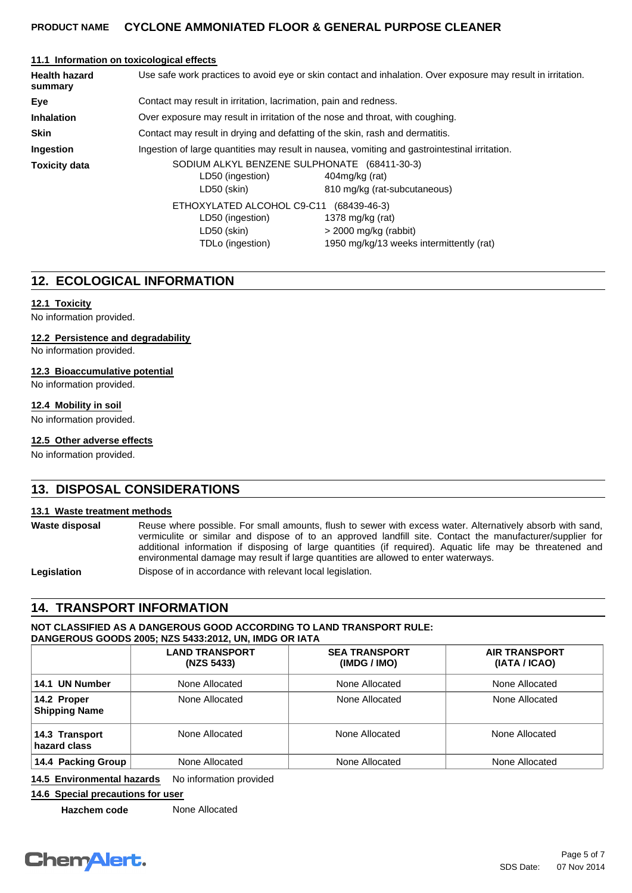### 11.1 Information on toxicological effects

**Health hazard summary** Use safe work practices to avoid eye or skin contact and inhalation. Over exposure may result in irritation.

**Eye** Contact may result in irritation, lacrimation, pain and redness.

**Inhalation** Over exposure may result in irritation of the nose and throat, with coughing.

**Skin** Contact may result in drying and defatting of the skin, rash and dermatitis.

**Ingestion** Ingestion of large quantities may result in nausea, vomiting and gastrointestinal irritation.

**Toxicity data**

SODIUM ALKYL BENZENE SULPHONATE (68411-30-3)

| | |
|---|---|
| LD50 (ingestion) | 404mg/kg (rat) |
| LD50 (skin) | 810 mg/kg (rat-subcutaneous) |

ETHOXYLATED ALCOHOL C9-C11 (68439-46-3)

| | |
|---|---|
| LD50 (ingestion) | 1378 mg/kg (rat) |
| LD50 (skin) | > 2000 mg/kg (rabbit) |
| TDLo (ingestion) | 1950 mg/kg/13 weeks intermittently (rat) |

## 12. ECOLOGICAL INFORMATION

### 12.1 Toxicity

No information provided.

### 12.2 Persistence and degradability

No information provided.

### 12.3 Bioaccumulative potential

No information provided.

### 12.4 Mobility in soil

No information provided.

### 12.5 Other adverse effects

No information provided.

## 13. DISPOSAL CONSIDERATIONS

### 13.1 Waste treatment methods

**Waste disposal** Reuse where possible. For small amounts, flush to sewer with excess water. Alternatively absorb with sand, vermiculite or similar and dispose of to an approved landfill site. Contact the manufacturer/supplier for additional information if disposing of large quantities (if required). Aquatic life may be threatened and environmental damage may result if large quantities are allowed to enter waterways.

**Legislation** Dispose of in accordance with relevant local legislation.

## 14. TRANSPORT INFORMATION

**NOT CLASSIFIED AS A DANGEROUS GOOD ACCORDING TO LAND TRANSPORT RULE: DANGEROUS GOODS 2005; NZS 5433:2012, UN, IMDG OR IATA**

| | LAND TRANSPORT (NZS 5433) | SEA TRANSPORT (IMDG / IMO) | AIR TRANSPORT (IATA / ICAO) |
|---|---|---|---|
| **14.1 UN Number** | None Allocated | None Allocated | None Allocated |
| **14.2 Proper Shipping Name** | None Allocated | None Allocated | None Allocated |
| **14.3 Transport hazard class** | None Allocated | None Allocated | None Allocated |
| **14.4 Packing Group** | None Allocated | None Allocated | None Allocated |

**14.5 Environmental hazards** No information provided

**14.6 Special precautions for user**

**Hazchem code** None Allocated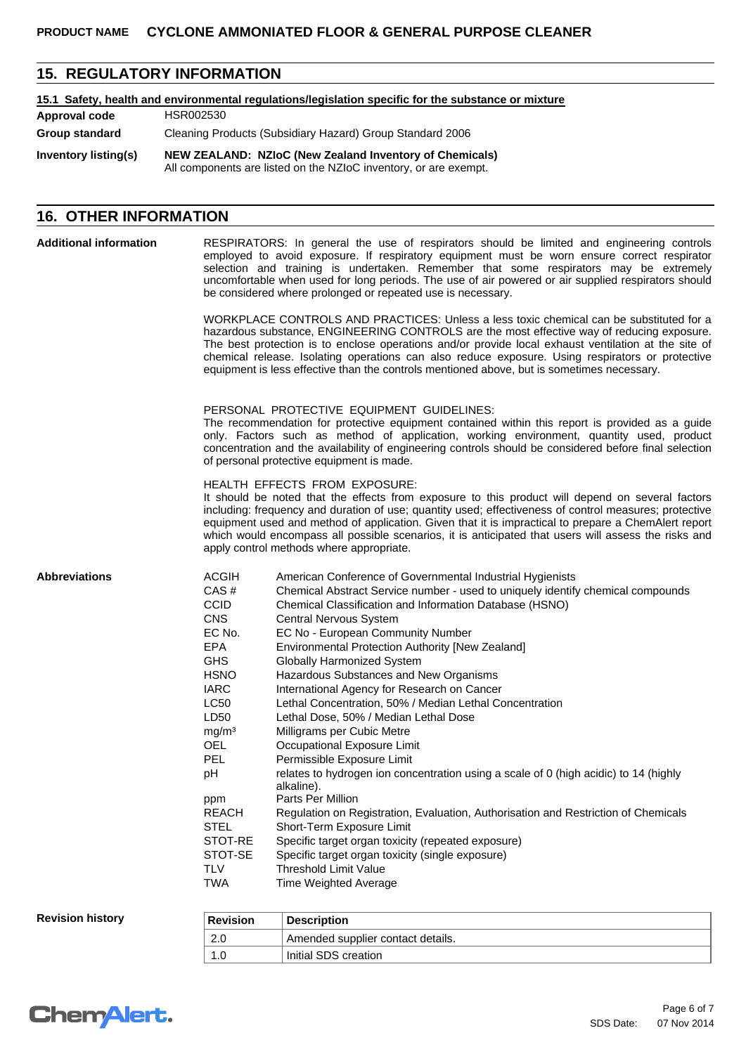## 15. REGULATORY INFORMATION

**15.1 Safety, health and environmental regulations/legislation specific for the substance or mixture**

**Approval code** HSR002530

**Group standard** Cleaning Products (Subsidiary Hazard) Group Standard 2006

**Inventory listing(s)** **NEW ZEALAND: NZIoC (New Zealand Inventory of Chemicals)**
All components are listed on the NZIoC inventory, or are exempt.

## 16. OTHER INFORMATION

**Additional information**

RESPIRATORS: In general the use of respirators should be limited and engineering controls employed to avoid exposure. If respiratory equipment must be worn ensure correct respirator selection and training is undertaken. Remember that some respirators may be extremely uncomfortable when used for long periods. The use of air powered or air supplied respirators should be considered where prolonged or repeated use is necessary.

WORKPLACE CONTROLS AND PRACTICES: Unless a less toxic chemical can be substituted for a hazardous substance, ENGINEERING CONTROLS are the most effective way of reducing exposure. The best protection is to enclose operations and/or provide local exhaust ventilation at the site of chemical release. Isolating operations can also reduce exposure. Using respirators or protective equipment is less effective than the controls mentioned above, but is sometimes necessary.

PERSONAL PROTECTIVE EQUIPMENT GUIDELINES:
The recommendation for protective equipment contained within this report is provided as a guide only. Factors such as method of application, working environment, quantity used, product concentration and the availability of engineering controls should be considered before final selection of personal protective equipment is made.

HEALTH EFFECTS FROM EXPOSURE:
It should be noted that the effects from exposure to this product will depend on several factors including: frequency and duration of use; quantity used; effectiveness of control measures; protective equipment used and method of application. Given that it is impractical to prepare a ChemAlert report which would encompass all possible scenarios, it is anticipated that users will assess the risks and apply control methods where appropriate.

**Abbreviations**

| | |
|---|---|
| ACGIH | American Conference of Governmental Industrial Hygienists |
| CAS # | Chemical Abstract Service number - used to uniquely identify chemical compounds |
| CCID | Chemical Classification and Information Database (HSNO) |
| CNS | Central Nervous System |
| EC No. | EC No - European Community Number |
| EPA | Environmental Protection Authority [New Zealand] |
| GHS | Globally Harmonized System |
| HSNO | Hazardous Substances and New Organisms |
| IARC | International Agency for Research on Cancer |
| LC50 | Lethal Concentration, 50% / Median Lethal Concentration |
| LD50 | Lethal Dose, 50% / Median Lethal Dose |
| $mg/m^3$ | Milligrams per Cubic Metre |
| OEL | Occupational Exposure Limit |
| PEL | Permissible Exposure Limit |
| pH | relates to hydrogen ion concentration using a scale of 0 (high acidic) to 14 (highly alkaline). |
| ppm | Parts Per Million |
| REACH | Regulation on Registration, Evaluation, Authorisation and Restriction of Chemicals |
| STEL | Short-Term Exposure Limit |
| STOT-RE | Specific target organ toxicity (repeated exposure) |
| STOT-SE | Specific target organ toxicity (single exposure) |
| TLV | Threshold Limit Value |
| TWA | Time Weighted Average |

**Revision history**

| Revision | Description |
|---|---|
| 2.0 | Amended supplier contact details. |
| 1.0 | Initial SDS creation |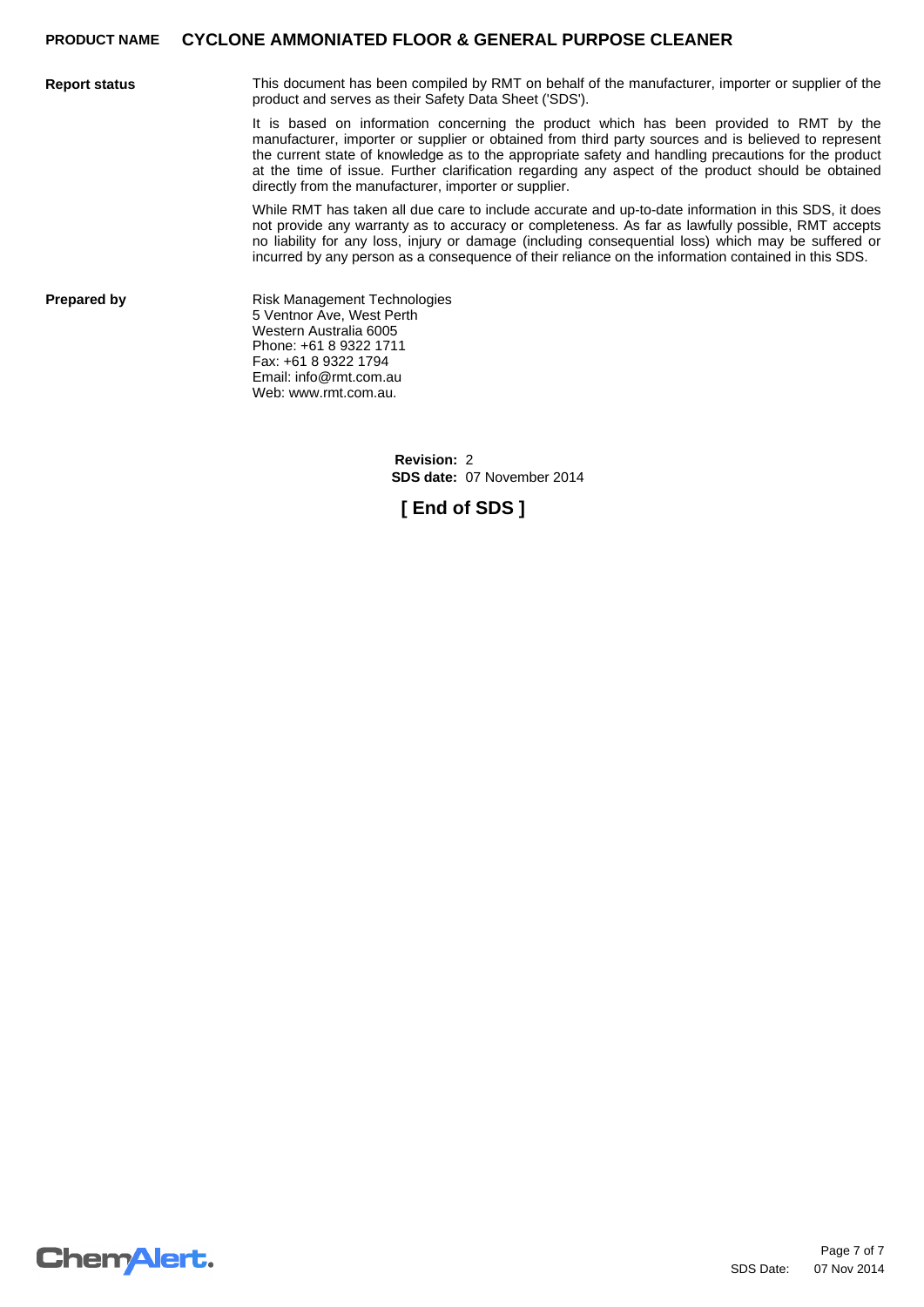**Report status**

This document has been compiled by RMT on behalf of the manufacturer, importer or supplier of the product and serves as their Safety Data Sheet ('SDS').

It is based on information concerning the product which has been provided to RMT by the manufacturer, importer or supplier or obtained from third party sources and is believed to represent the current state of knowledge as to the appropriate safety and handling precautions for the product at the time of issue. Further clarification regarding any aspect of the product should be obtained directly from the manufacturer, importer or supplier.

While RMT has taken all due care to include accurate and up-to-date information in this SDS, it does not provide any warranty as to accuracy or completeness. As far as lawfully possible, RMT accepts no liability for any loss, injury or damage (including consequential loss) which may be suffered or incurred by any person as a consequence of their reliance on the information contained in this SDS.

**Prepared by**

Risk Management Technologies
5 Ventnor Ave, West Perth
Western Australia 6005
Phone: +61 8 9322 1711
Fax: +61 8 9322 1794
Email: info@rmt.com.au
Web: www.rmt.com.au.

**Revision:** 2
**SDS date:** 07 November 2014

**[ End of SDS ]**